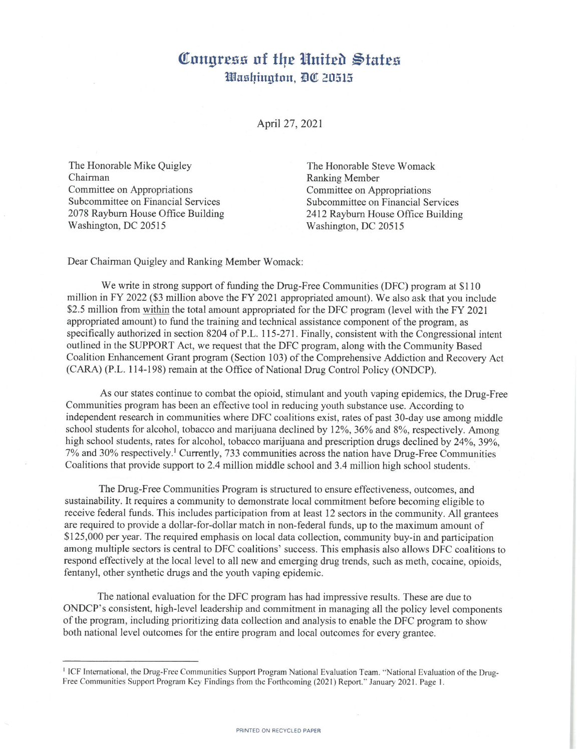# Congress of the United States
## Washington, DC 20515

April 27, 2021

The Honorable Mike Quigley
Chairman
Committee on Appropriations
Subcommittee on Financial Services
2078 Rayburn House Office Building
Washington, DC 20515

The Honorable Steve Womack
Ranking Member
Committee on Appropriations
Subcommittee on Financial Services
2412 Rayburn House Office Building
Washington, DC 20515

Dear Chairman Quigley and Ranking Member Womack:

We write in strong support of funding the Drug-Free Communities (DFC) program at $110 million in FY 2022 ($3 million above the FY 2021 appropriated amount). We also ask that you include $2.5 million from <u>within</u> the total amount appropriated for the DFC program (level with the FY 2021 appropriated amount) to fund the training and technical assistance component of the program, as specifically authorized in section 8204 of P.L. 115-271. Finally, consistent with the Congressional intent outlined in the SUPPORT Act, we request that the DFC program, along with the Community Based Coalition Enhancement Grant program (Section 103) of the Comprehensive Addiction and Recovery Act (CARA) (P.L. 114-198) remain at the Office of National Drug Control Policy (ONDCP).

As our states continue to combat the opioid, stimulant and youth vaping epidemics, the Drug-Free Communities program has been an effective tool in reducing youth substance use. According to independent research in communities where DFC coalitions exist, rates of past 30-day use among middle school students for alcohol, tobacco and marijuana declined by 12%, 36% and 8%, respectively. Among high school students, rates for alcohol, tobacco marijuana and prescription drugs declined by 24%, 39%, 7% and 30% respectively.[1] Currently, 733 communities across the nation have Drug-Free Communities Coalitions that provide support to 2.4 million middle school and 3.4 million high school students.

The Drug-Free Communities Program is structured to ensure effectiveness, outcomes, and sustainability. It requires a community to demonstrate local commitment before becoming eligible to receive federal funds. This includes participation from at least 12 sectors in the community. All grantees are required to provide a dollar-for-dollar match in non-federal funds, up to the maximum amount of $125,000 per year. The required emphasis on local data collection, community buy-in and participation among multiple sectors is central to DFC coalitions' success. This emphasis also allows DFC coalitions to respond effectively at the local level to all new and emerging drug trends, such as meth, cocaine, opioids, fentanyl, other synthetic drugs and the youth vaping epidemic.

The national evaluation for the DFC program has had impressive results. These are due to ONDCP's consistent, high-level leadership and commitment in managing all the policy level components of the program, including prioritizing data collection and analysis to enable the DFC program to show both national level outcomes for the entire program and local outcomes for every grantee.

---

[1] ICF International, the Drug-Free Communities Support Program National Evaluation Team. "National Evaluation of the Drug-Free Communities Support Program Key Findings from the Forthcoming (2021) Report." January 2021. Page 1.

PRINTED ON RECYCLED PAPER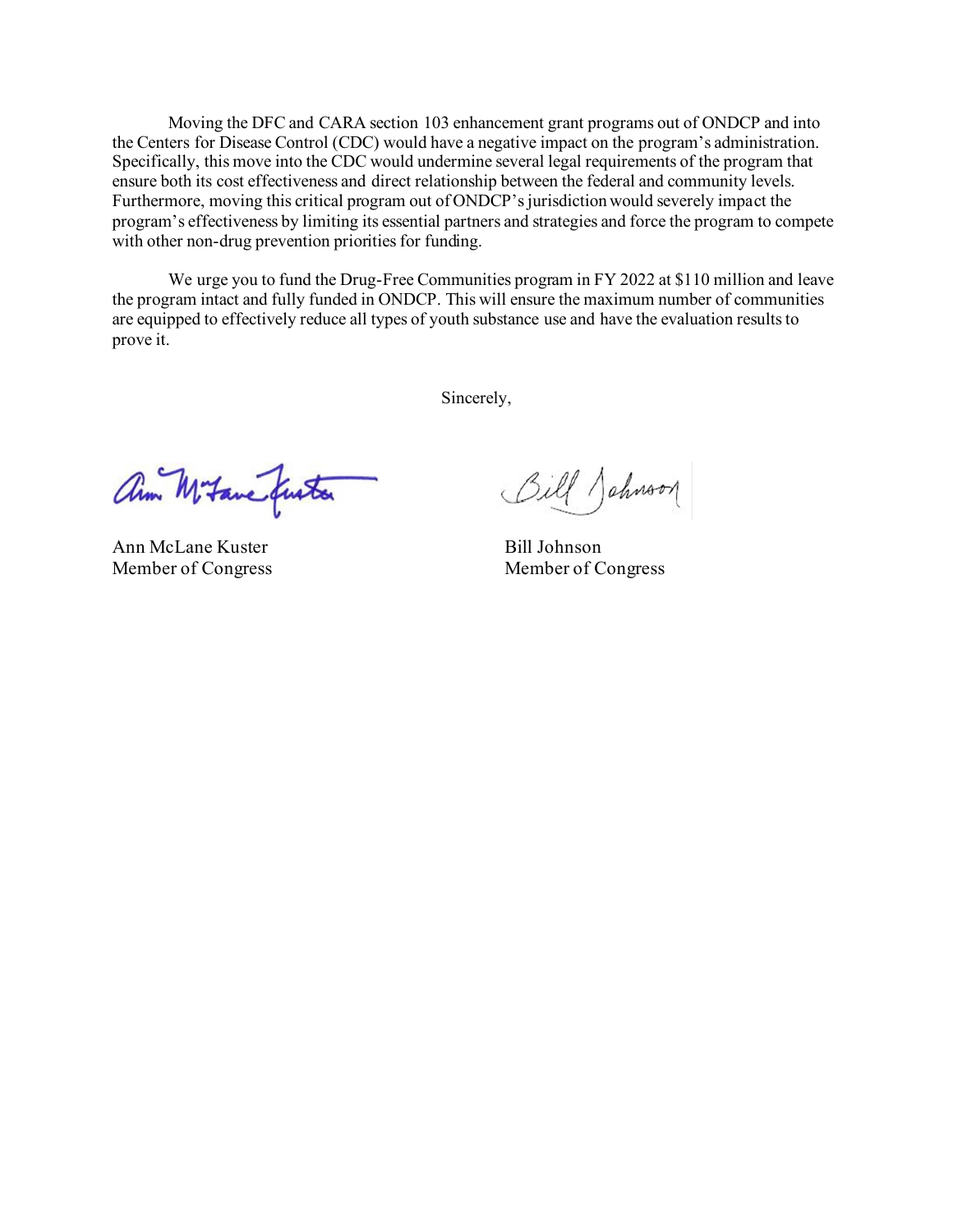Moving the DFC and CARA section 103 enhancement grant programs out of ONDCP and into the Centers for Disease Control (CDC) would have a negative impact on the program's administration. Specifically, this move into the CDC would undermine several legal requirements of the program that ensure both its cost effectiveness and direct relationship between the federal and community levels. Furthermore, moving this critical program out of ONDCP's jurisdiction would severely impact the program's effectiveness by limiting its essential partners and strategies and force the program to compete with other non-drug prevention priorities for funding.

We urge you to fund the Drug-Free Communities program in FY 2022 at $110 million and leave the program intact and fully funded in ONDCP. This will ensure the maximum number of communities are equipped to effectively reduce all types of youth substance use and have the evaluation results to prove it.

Sincerely,

Ann McLane Kuster
Member of Congress

Bill Johnson
Member of Congress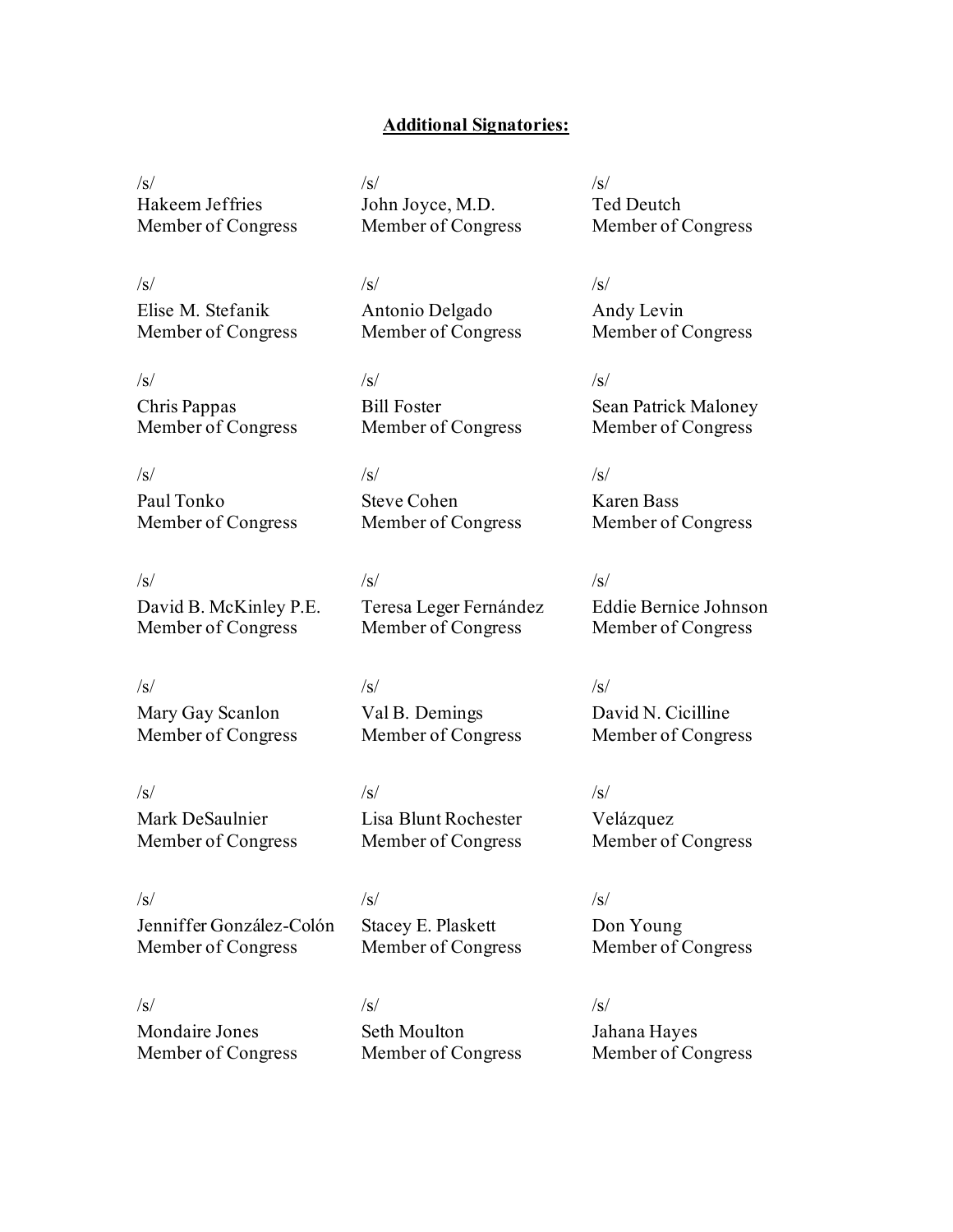**Additional Signatories:**

/s/
Hakeem Jeffries
Member of Congress

/s/
John Joyce, M.D.
Member of Congress

/s/
Ted Deutch
Member of Congress

/s/
Elise M. Stefanik
Member of Congress

/s/
Antonio Delgado
Member of Congress

/s/
Andy Levin
Member of Congress

/s/
Chris Pappas
Member of Congress

/s/
Bill Foster
Member of Congress

/s/
Sean Patrick Maloney
Member of Congress

/s/
Paul Tonko
Member of Congress

/s/
Steve Cohen
Member of Congress

/s/
Karen Bass
Member of Congress

/s/
David B. McKinley P.E.
Member of Congress

/s/
Teresa Leger Fernández
Member of Congress

/s/
Eddie Bernice Johnson
Member of Congress

/s/
Mary Gay Scanlon
Member of Congress

/s/
Val B. Demings
Member of Congress

/s/
David N. Cicilline
Member of Congress

/s/
Mark DeSaulnier
Member of Congress

/s/
Lisa Blunt Rochester
Member of Congress

/s/
Velázquez
Member of Congress

/s/
Jenniffer González-Colón
Member of Congress

/s/
Stacey E. Plaskett
Member of Congress

/s/
Don Young
Member of Congress

/s/
Mondaire Jones
Member of Congress

/s/
Seth Moulton
Member of Congress

/s/
Jahana Hayes
Member of Congress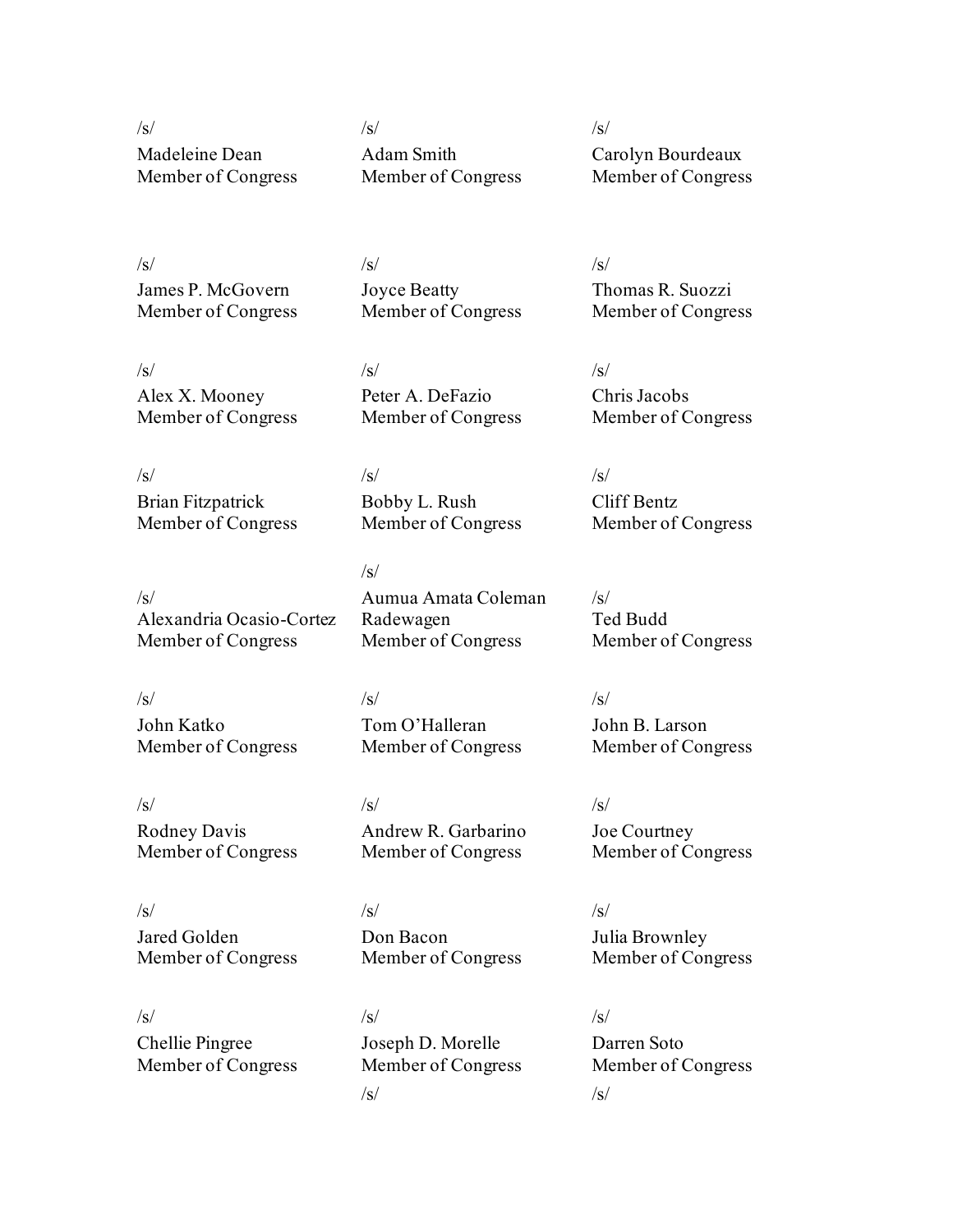/s/
Madeleine Dean
Member of Congress

/s/
Adam Smith
Member of Congress

/s/
Carolyn Bourdeaux
Member of Congress

/s/
James P. McGovern
Member of Congress

/s/
Joyce Beatty
Member of Congress

/s/
Thomas R. Suozzi
Member of Congress

/s/
Alex X. Mooney
Member of Congress

/s/
Peter A. DeFazio
Member of Congress

/s/
Chris Jacobs
Member of Congress

/s/
Brian Fitzpatrick
Member of Congress

/s/
Bobby L. Rush
Member of Congress

/s/
Cliff Bentz
Member of Congress

/s/
Alexandria Ocasio-Cortez
Member of Congress

/s/
Aumua Amata Coleman Radewagen
Member of Congress

/s/
Ted Budd
Member of Congress

/s/
John Katko
Member of Congress

/s/
Tom O'Halleran
Member of Congress

/s/
John B. Larson
Member of Congress

/s/
Rodney Davis
Member of Congress

/s/
Andrew R. Garbarino
Member of Congress

/s/
Joe Courtney
Member of Congress

/s/
Jared Golden
Member of Congress

/s/
Don Bacon
Member of Congress

/s/
Julia Brownley
Member of Congress

/s/
Chellie Pingree
Member of Congress

/s/
Joseph D. Morelle
Member of Congress

/s/
Darren Soto
Member of Congress

/s/

/s/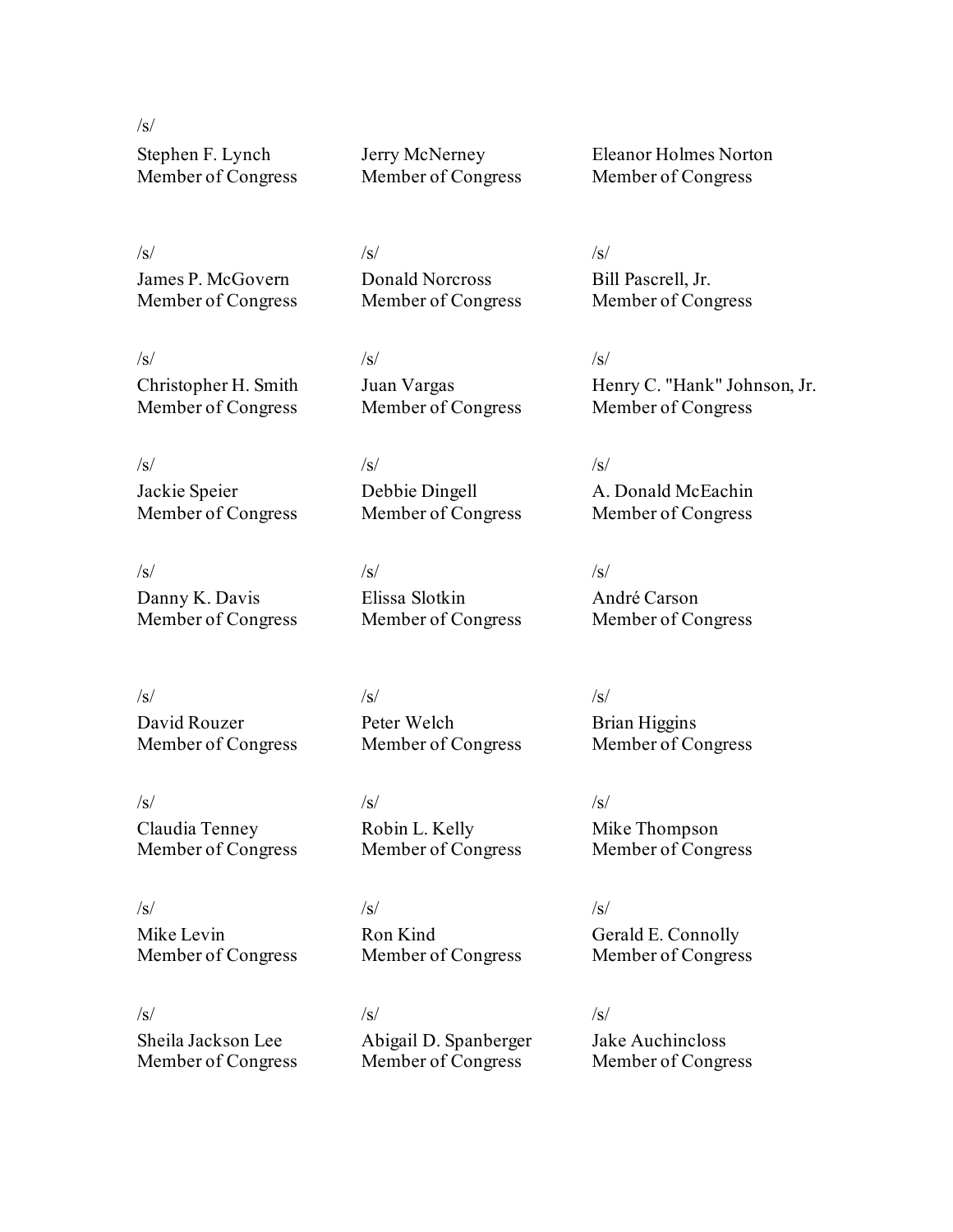/s/

Stephen F. Lynch
Member of Congress

Jerry McNerney
Member of Congress

Eleanor Holmes Norton
Member of Congress

/s/
James P. McGovern
Member of Congress

/s/
Donald Norcross
Member of Congress

/s/
Bill Pascrell, Jr.
Member of Congress

/s/
Christopher H. Smith
Member of Congress

/s/
Juan Vargas
Member of Congress

/s/
Henry C. "Hank" Johnson, Jr.
Member of Congress

/s/
Jackie Speier
Member of Congress

/s/
Debbie Dingell
Member of Congress

/s/
A. Donald McEachin
Member of Congress

/s/
Danny K. Davis
Member of Congress

/s/
Elissa Slotkin
Member of Congress

/s/
André Carson
Member of Congress

/s/
David Rouzer
Member of Congress

/s/
Peter Welch
Member of Congress

/s/
Brian Higgins
Member of Congress

/s/
Claudia Tenney
Member of Congress

/s/
Robin L. Kelly
Member of Congress

/s/
Mike Thompson
Member of Congress

/s/
Mike Levin
Member of Congress

/s/
Ron Kind
Member of Congress

/s/
Gerald E. Connolly
Member of Congress

/s/
Sheila Jackson Lee
Member of Congress

/s/
Abigail D. Spanberger
Member of Congress

/s/
Jake Auchincloss
Member of Congress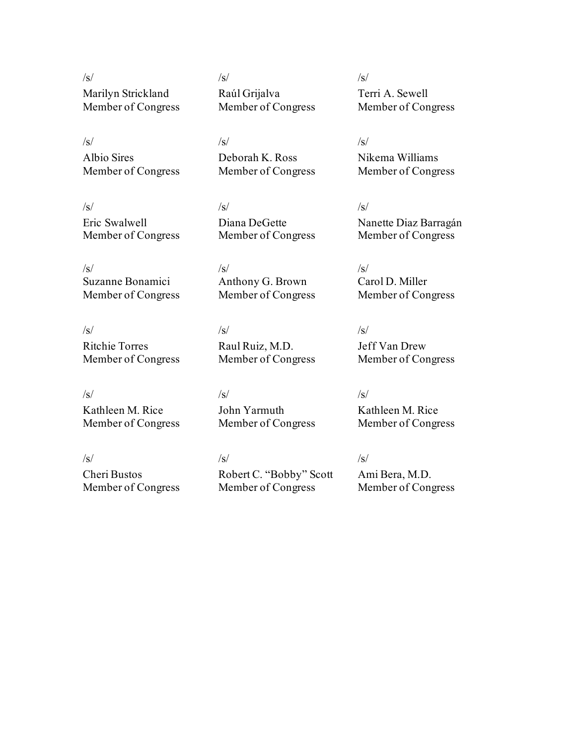/s/
Marilyn Strickland
Member of Congress

/s/
Raúl Grijalva
Member of Congress

/s/
Terri A. Sewell
Member of Congress

/s/
Albio Sires
Member of Congress

/s/
Deborah K. Ross
Member of Congress

/s/
Nikema Williams
Member of Congress

/s/
Eric Swalwell
Member of Congress

/s/
Diana DeGette
Member of Congress

/s/
Nanette Diaz Barragán
Member of Congress

/s/
Suzanne Bonamici
Member of Congress

/s/
Anthony G. Brown
Member of Congress

/s/
Carol D. Miller
Member of Congress

/s/
Ritchie Torres
Member of Congress

/s/
Raul Ruiz, M.D.
Member of Congress

/s/
Jeff Van Drew
Member of Congress

/s/
Kathleen M. Rice
Member of Congress

/s/
John Yarmuth
Member of Congress

/s/
Kathleen M. Rice
Member of Congress

/s/
Cheri Bustos
Member of Congress

/s/
Robert C. "Bobby" Scott
Member of Congress

/s/
Ami Bera, M.D.
Member of Congress